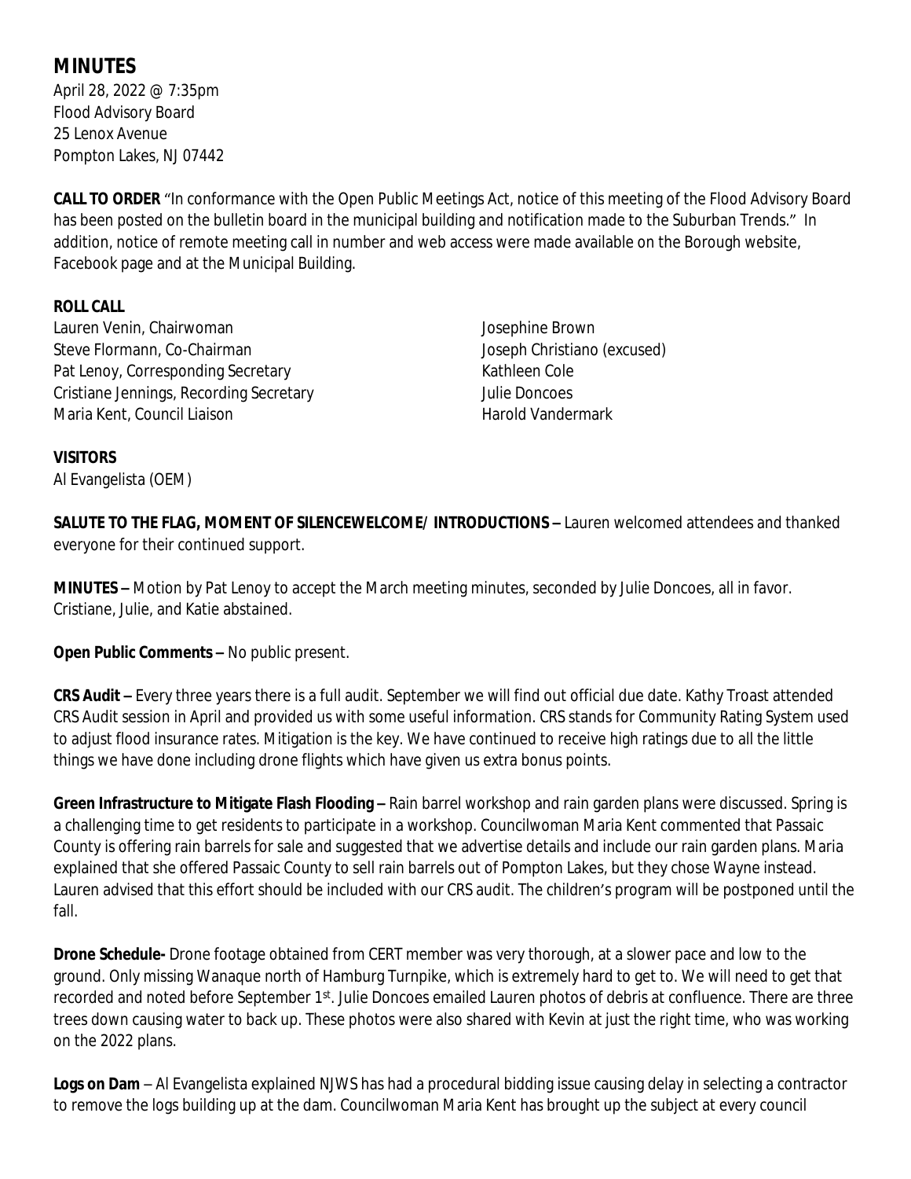# MINUTES

April 28, 2022 @ 7:35pm
Flood Advisory Board
25 Lenox Avenue
Pompton Lakes, NJ 07442

**CALL TO ORDER** "In conformance with the Open Public Meetings Act, notice of this meeting of the Flood Advisory Board has been posted on the bulletin board in the municipal building and notification made to the Suburban Trends." In addition, notice of remote meeting call in number and web access were made available on the Borough website, Facebook page and at the Municipal Building.

**ROLL CALL**

Lauren Venin, Chairwoman
Steve Flormann, Co-Chairman
Pat Lenoy, Corresponding Secretary
Cristiane Jennings, Recording Secretary
Maria Kent, Council Liaison
Josephine Brown
Joseph Christiano (excused)
Kathleen Cole
Julie Doncoes
Harold Vandermark

**VISITORS**

Al Evangelista (OEM)

**SALUTE TO THE FLAG, MOMENT OF SILENCEWELCOME/ INTRODUCTIONS –** Lauren welcomed attendees and thanked everyone for their continued support.

**MINUTES –** Motion by Pat Lenoy to accept the March meeting minutes, seconded by Julie Doncoes, all in favor. Cristiane, Julie, and Katie abstained.

**Open Public Comments –** No public present.

**CRS Audit –** Every three years there is a full audit. September we will find out official due date. Kathy Troast attended CRS Audit session in April and provided us with some useful information. CRS stands for Community Rating System used to adjust flood insurance rates. Mitigation is the key. We have continued to receive high ratings due to all the little things we have done including drone flights which have given us extra bonus points.

**Green Infrastructure to Mitigate Flash Flooding –** Rain barrel workshop and rain garden plans were discussed. Spring is a challenging time to get residents to participate in a workshop. Councilwoman Maria Kent commented that Passaic County is offering rain barrels for sale and suggested that we advertise details and include our rain garden plans. Maria explained that she offered Passaic County to sell rain barrels out of Pompton Lakes, but they chose Wayne instead. Lauren advised that this effort should be included with our CRS audit. The children's program will be postponed until the fall.

**Drone Schedule-** Drone footage obtained from CERT member was very thorough, at a slower pace and low to the ground. Only missing Wanaque north of Hamburg Turnpike, which is extremely hard to get to. We will need to get that recorded and noted before September 1st. Julie Doncoes emailed Lauren photos of debris at confluence. There are three trees down causing water to back up. These photos were also shared with Kevin at just the right time, who was working on the 2022 plans.

**Logs on Dam** – Al Evangelista explained NJWS has had a procedural bidding issue causing delay in selecting a contractor to remove the logs building up at the dam. Councilwoman Maria Kent has brought up the subject at every council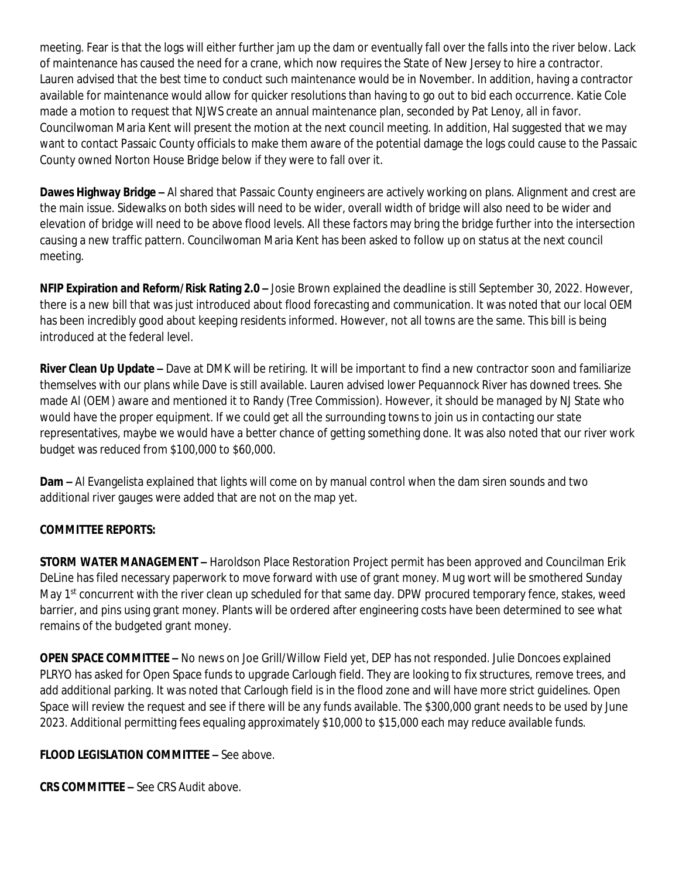meeting. Fear is that the logs will either further jam up the dam or eventually fall over the falls into the river below. Lack of maintenance has caused the need for a crane, which now requires the State of New Jersey to hire a contractor. Lauren advised that the best time to conduct such maintenance would be in November. In addition, having a contractor available for maintenance would allow for quicker resolutions than having to go out to bid each occurrence. Katie Cole made a motion to request that NJWS create an annual maintenance plan, seconded by Pat Lenoy, all in favor. Councilwoman Maria Kent will present the motion at the next council meeting. In addition, Hal suggested that we may want to contact Passaic County officials to make them aware of the potential damage the logs could cause to the Passaic County owned Norton House Bridge below if they were to fall over it.

**Dawes Highway Bridge –** Al shared that Passaic County engineers are actively working on plans. Alignment and crest are the main issue. Sidewalks on both sides will need to be wider, overall width of bridge will also need to be wider and elevation of bridge will need to be above flood levels. All these factors may bring the bridge further into the intersection causing a new traffic pattern. Councilwoman Maria Kent has been asked to follow up on status at the next council meeting.

**NFIP Expiration and Reform/Risk Rating 2.0 –** Josie Brown explained the deadline is still September 30, 2022. However, there is a new bill that was just introduced about flood forecasting and communication. It was noted that our local OEM has been incredibly good about keeping residents informed. However, not all towns are the same. This bill is being introduced at the federal level.

**River Clean Up Update –** Dave at DMK will be retiring. It will be important to find a new contractor soon and familiarize themselves with our plans while Dave is still available. Lauren advised lower Pequannock River has downed trees. She made Al (OEM) aware and mentioned it to Randy (Tree Commission). However, it should be managed by NJ State who would have the proper equipment. If we could get all the surrounding towns to join us in contacting our state representatives, maybe we would have a better chance of getting something done. It was also noted that our river work budget was reduced from $100,000 to $60,000.

**Dam –** Al Evangelista explained that lights will come on by manual control when the dam siren sounds and two additional river gauges were added that are not on the map yet.

**COMMITTEE REPORTS:**

**STORM WATER MANAGEMENT –** Haroldson Place Restoration Project permit has been approved and Councilman Erik DeLine has filed necessary paperwork to move forward with use of grant money. Mug wort will be smothered Sunday May 1st concurrent with the river clean up scheduled for that same day. DPW procured temporary fence, stakes, weed barrier, and pins using grant money. Plants will be ordered after engineering costs have been determined to see what remains of the budgeted grant money.

**OPEN SPACE COMMITTEE –** No news on Joe Grill/Willow Field yet, DEP has not responded. Julie Doncoes explained PLRYO has asked for Open Space funds to upgrade Carlough field. They are looking to fix structures, remove trees, and add additional parking. It was noted that Carlough field is in the flood zone and will have more strict guidelines. Open Space will review the request and see if there will be any funds available. The $300,000 grant needs to be used by June 2023. Additional permitting fees equaling approximately $10,000 to $15,000 each may reduce available funds.

**FLOOD LEGISLATION COMMITTEE –** See above.

**CRS COMMITTEE –** See CRS Audit above.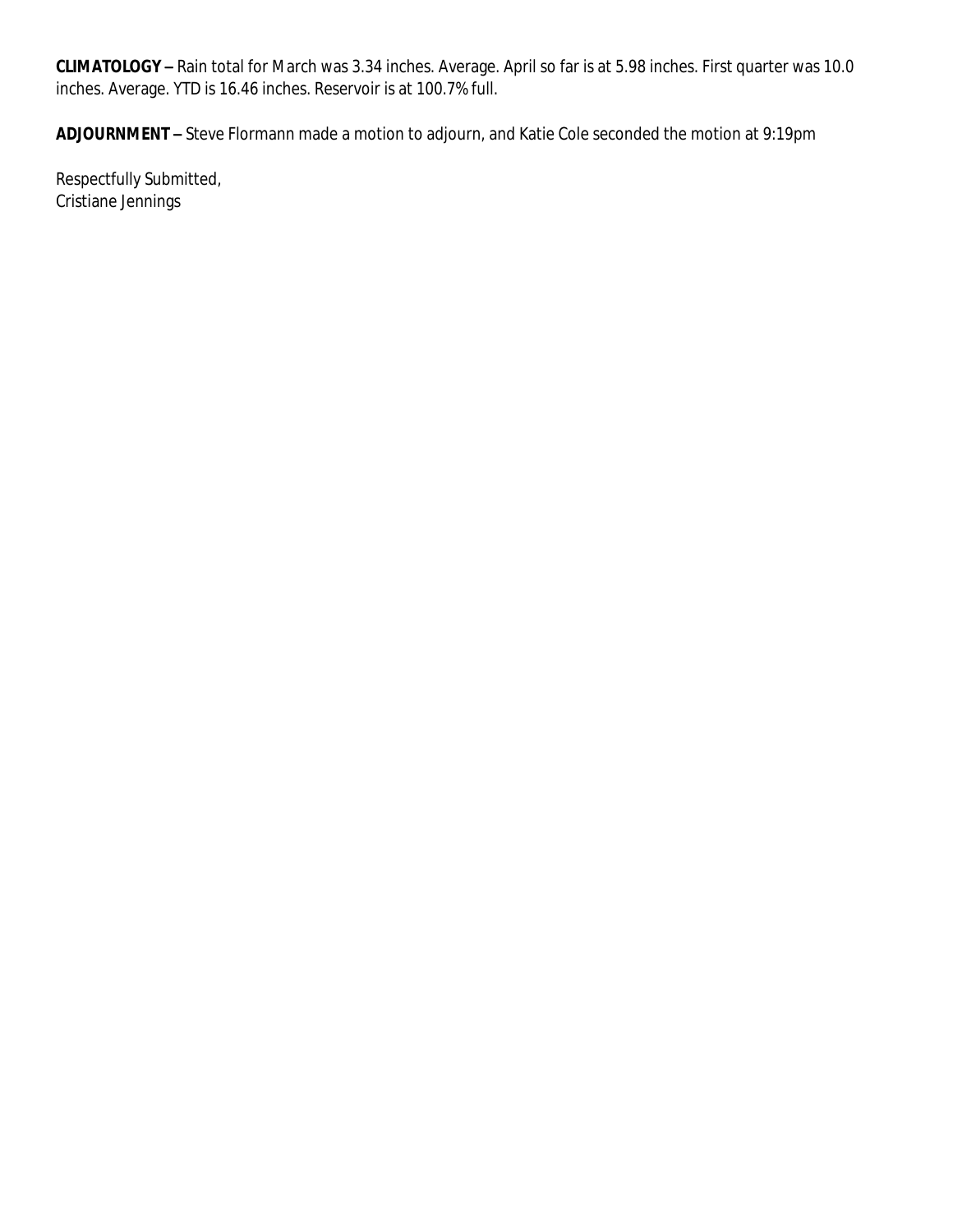**CLIMATOLOGY –** Rain total for March was 3.34 inches. Average. April so far is at 5.98 inches. First quarter was 10.0 inches. Average. YTD is 16.46 inches. Reservoir is at 100.7% full.

**ADJOURNMENT –** Steve Flormann made a motion to adjourn, and Katie Cole seconded the motion at 9:19pm

Respectfully Submitted,
Cristiane Jennings